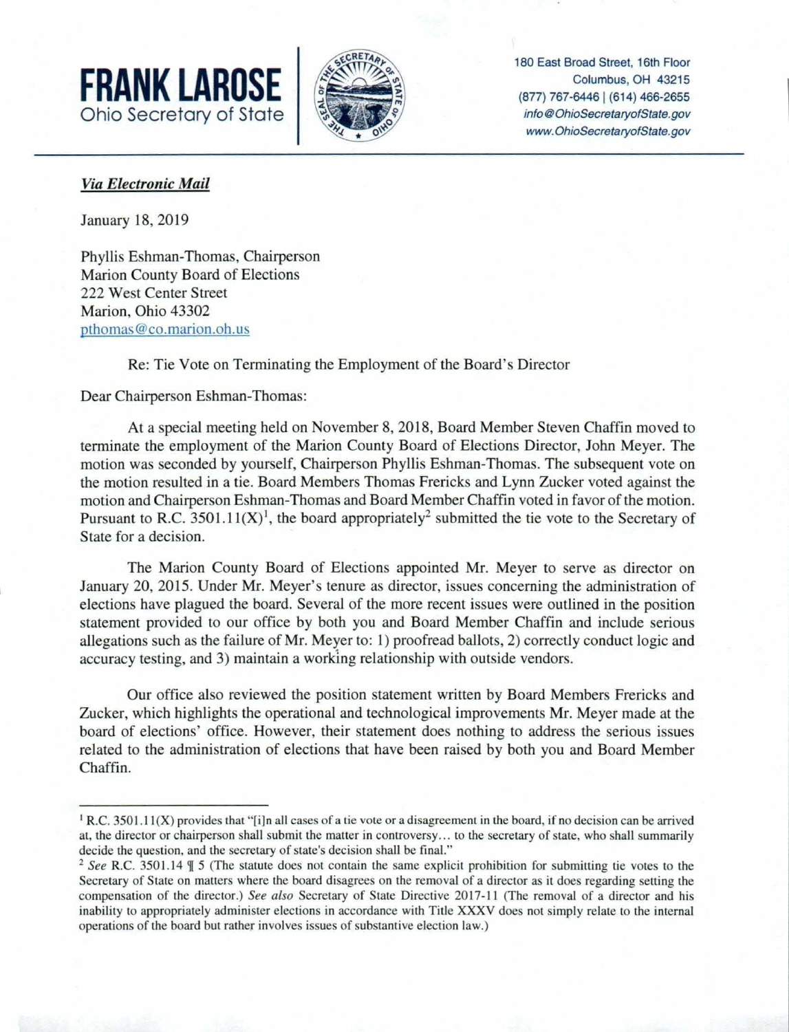**FRANK LAROSE**
Ohio Secretary of State

180 East Broad Street, 16th Floor
Columbus, OH 43215
(877) 767-6446 | (614) 466-2655
*info@OhioSecretaryofState.gov*
*www.OhioSecretaryofState.gov*

***Via Electronic Mail***

January 18, 2019

Phyllis Eshman-Thomas, Chairperson
Marion County Board of Elections
222 West Center Street
Marion, Ohio 43302
pthomas@co.marion.oh.us

Re: Tie Vote on Terminating the Employment of the Board's Director

Dear Chairperson Eshman-Thomas:

At a special meeting held on November 8, 2018, Board Member Steven Chaffin moved to terminate the employment of the Marion County Board of Elections Director, John Meyer. The motion was seconded by yourself, Chairperson Phyllis Eshman-Thomas. The subsequent vote on the motion resulted in a tie. Board Members Thomas Frericks and Lynn Zucker voted against the motion and Chairperson Eshman-Thomas and Board Member Chaffin voted in favor of the motion. Pursuant to R.C. 3501.11(X)[1], the board appropriately[2] submitted the tie vote to the Secretary of State for a decision.

The Marion County Board of Elections appointed Mr. Meyer to serve as director on January 20, 2015. Under Mr. Meyer's tenure as director, issues concerning the administration of elections have plagued the board. Several of the more recent issues were outlined in the position statement provided to our office by both you and Board Member Chaffin and include serious allegations such as the failure of Mr. Meyer to: 1) proofread ballots, 2) correctly conduct logic and accuracy testing, and 3) maintain a working relationship with outside vendors.

Our office also reviewed the position statement written by Board Members Frericks and Zucker, which highlights the operational and technological improvements Mr. Meyer made at the board of elections' office. However, their statement does nothing to address the serious issues related to the administration of elections that have been raised by both you and Board Member Chaffin.

---

[1] R.C. 3501.11(X) provides that "[i]n all cases of a tie vote or a disagreement in the board, if no decision can be arrived at, the director or chairperson shall submit the matter in controversy… to the secretary of state, who shall summarily decide the question, and the secretary of state's decision shall be final."

[2] *See* R.C. 3501.14 ¶ 5 (The statute does not contain the same explicit prohibition for submitting tie votes to the Secretary of State on matters where the board disagrees on the removal of a director as it does regarding setting the compensation of the director.) *See also* Secretary of State Directive 2017-11 (The removal of a director and his inability to appropriately administer elections in accordance with Title XXXV does not simply relate to the internal operations of the board but rather involves issues of substantive election law.)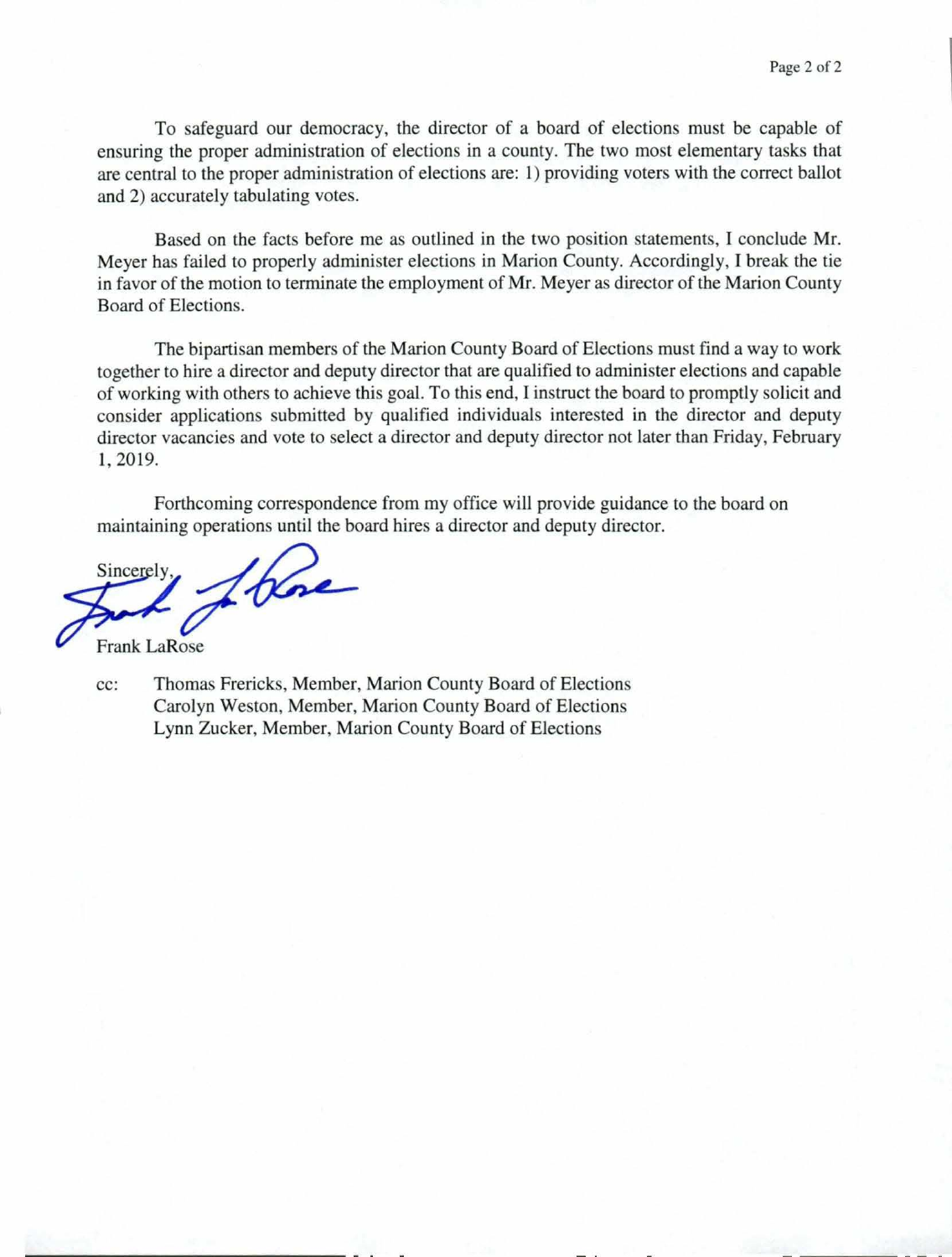To safeguard our democracy, the director of a board of elections must be capable of ensuring the proper administration of elections in a county. The two most elementary tasks that are central to the proper administration of elections are: 1) providing voters with the correct ballot and 2) accurately tabulating votes.

Based on the facts before me as outlined in the two position statements, I conclude Mr. Meyer has failed to properly administer elections in Marion County. Accordingly, I break the tie in favor of the motion to terminate the employment of Mr. Meyer as director of the Marion County Board of Elections.

The bipartisan members of the Marion County Board of Elections must find a way to work together to hire a director and deputy director that are qualified to administer elections and capable of working with others to achieve this goal. To this end, I instruct the board to promptly solicit and consider applications submitted by qualified individuals interested in the director and deputy director vacancies and vote to select a director and deputy director not later than Friday, February 1, 2019.

Forthcoming correspondence from my office will provide guidance to the board on maintaining operations until the board hires a director and deputy director.

Sincerely,

Frank LaRose

cc: Thomas Frericks, Member, Marion County Board of Elections
Carolyn Weston, Member, Marion County Board of Elections
Lynn Zucker, Member, Marion County Board of Elections